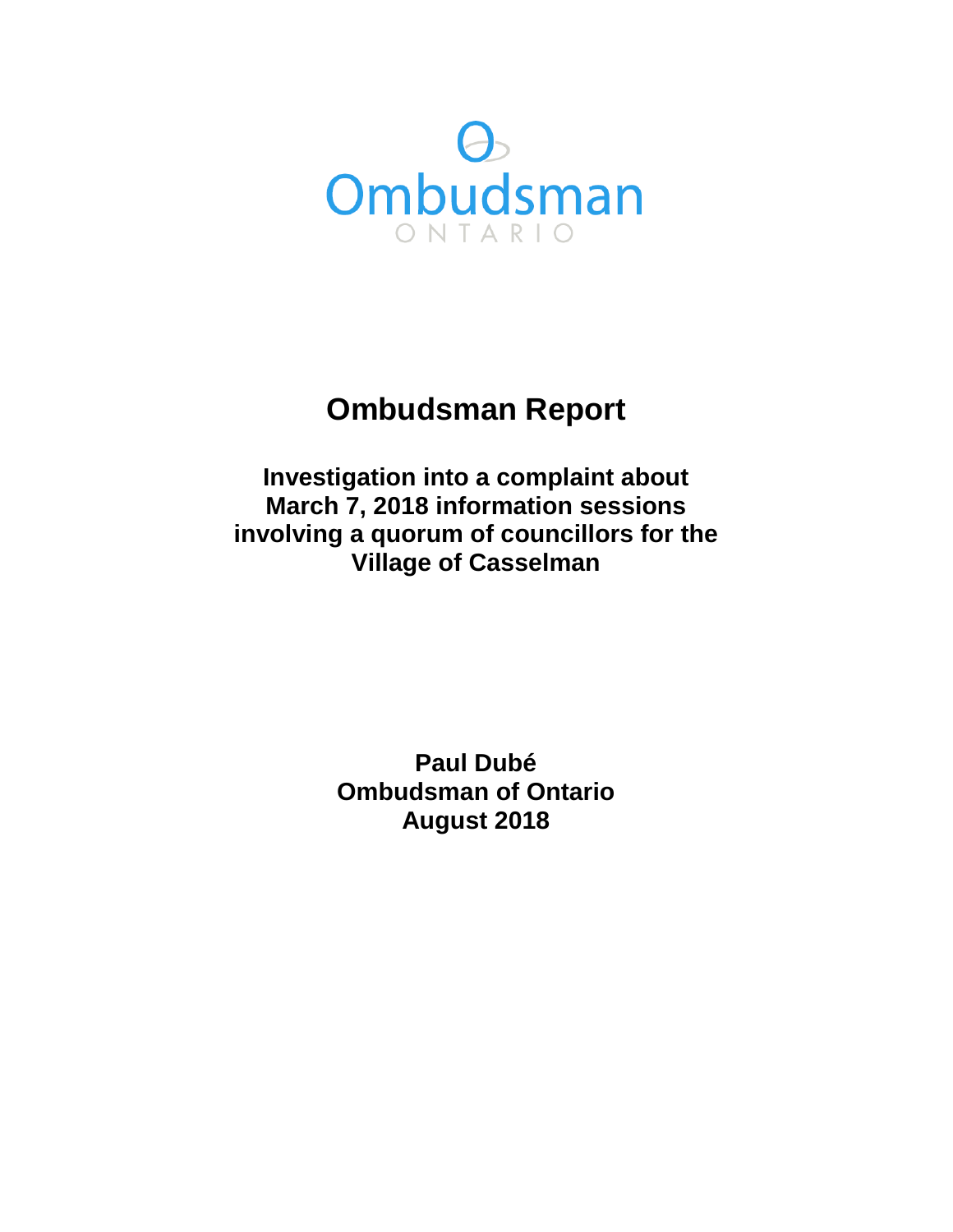Ombudsman

ONTARIO

# Ombudsman Report

## Investigation into a complaint about March 7, 2018 information sessions involving a quorum of councillors for the Village of Casselman

**Paul Dubé**
**Ombudsman of Ontario**
**August 2018**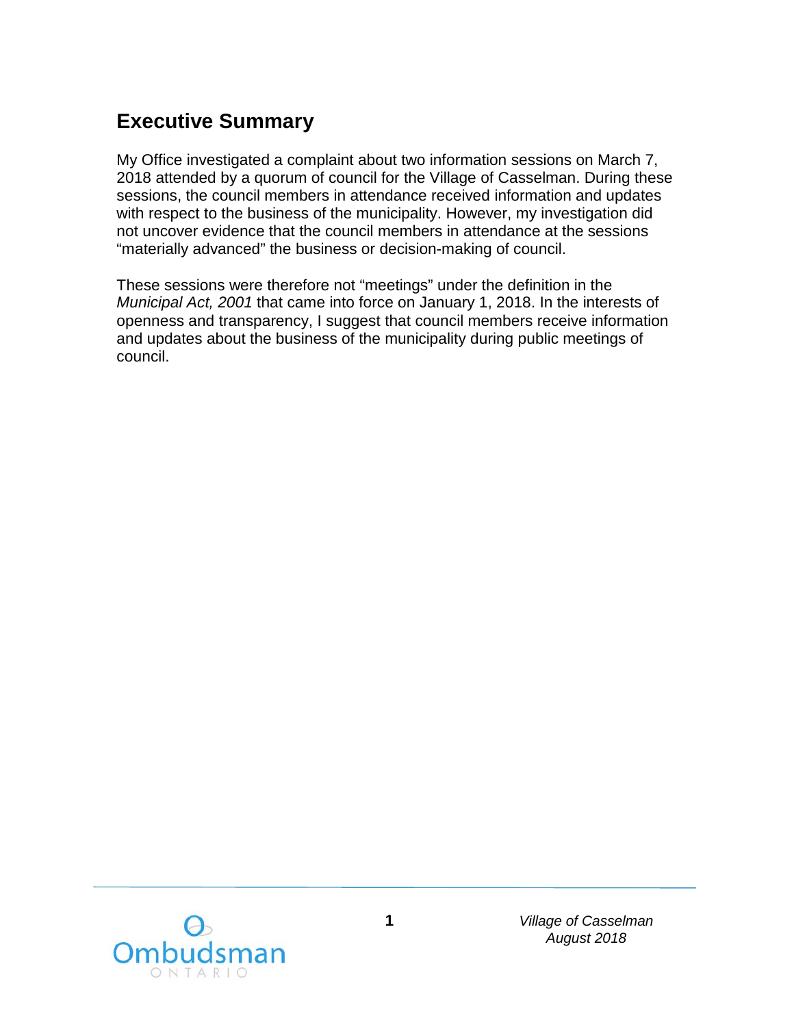## Executive Summary

My Office investigated a complaint about two information sessions on March 7, 2018 attended by a quorum of council for the Village of Casselman. During these sessions, the council members in attendance received information and updates with respect to the business of the municipality. However, my investigation did not uncover evidence that the council members in attendance at the sessions "materially advanced" the business or decision-making of council.

These sessions were therefore not "meetings" under the definition in the *Municipal Act, 2001* that came into force on January 1, 2018. In the interests of openness and transparency, I suggest that council members receive information and updates about the business of the municipality during public meetings of council.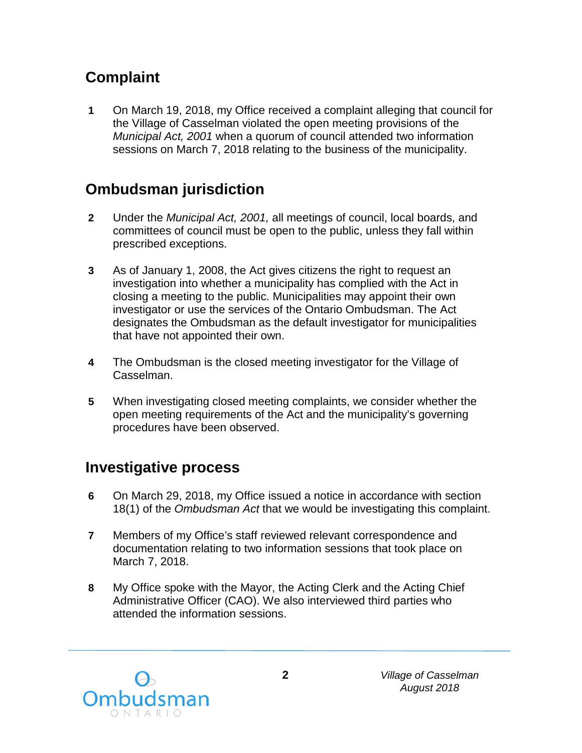## Complaint

**1** On March 19, 2018, my Office received a complaint alleging that council for the Village of Casselman violated the open meeting provisions of the *Municipal Act, 2001* when a quorum of council attended two information sessions on March 7, 2018 relating to the business of the municipality.

## Ombudsman jurisdiction

**2** Under the *Municipal Act, 2001,* all meetings of council, local boards, and committees of council must be open to the public, unless they fall within prescribed exceptions.

**3** As of January 1, 2008, the Act gives citizens the right to request an investigation into whether a municipality has complied with the Act in closing a meeting to the public. Municipalities may appoint their own investigator or use the services of the Ontario Ombudsman. The Act designates the Ombudsman as the default investigator for municipalities that have not appointed their own.

**4** The Ombudsman is the closed meeting investigator for the Village of Casselman.

**5** When investigating closed meeting complaints, we consider whether the open meeting requirements of the Act and the municipality's governing procedures have been observed.

## Investigative process

**6** On March 29, 2018, my Office issued a notice in accordance with section 18(1) of the *Ombudsman Act* that we would be investigating this complaint.

**7** Members of my Office's staff reviewed relevant correspondence and documentation relating to two information sessions that took place on March 7, 2018.

**8** My Office spoke with the Mayor, the Acting Clerk and the Acting Chief Administrative Officer (CAO). We also interviewed third parties who attended the information sessions.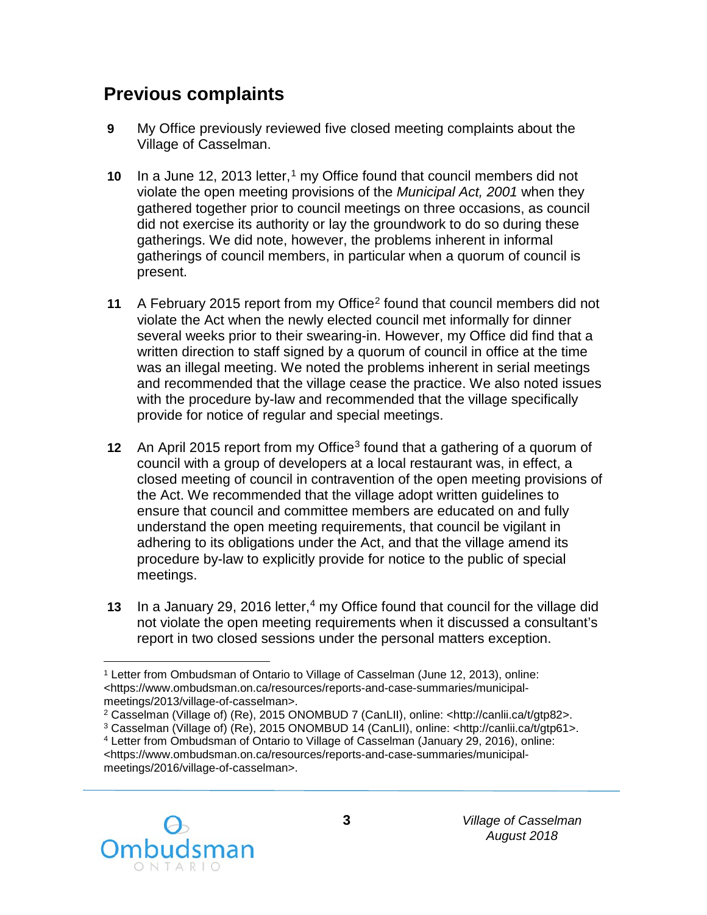## Previous complaints

**9** My Office previously reviewed five closed meeting complaints about the Village of Casselman.

**10** In a June 12, 2013 letter,[1] my Office found that council members did not violate the open meeting provisions of the *Municipal Act, 2001* when they gathered together prior to council meetings on three occasions, as council did not exercise its authority or lay the groundwork to do so during these gatherings. We did note, however, the problems inherent in informal gatherings of council members, in particular when a quorum of council is present.

**11** A February 2015 report from my Office[2] found that council members did not violate the Act when the newly elected council met informally for dinner several weeks prior to their swearing-in. However, my Office did find that a written direction to staff signed by a quorum of council in office at the time was an illegal meeting. We noted the problems inherent in serial meetings and recommended that the village cease the practice. We also noted issues with the procedure by-law and recommended that the village specifically provide for notice of regular and special meetings.

**12** An April 2015 report from my Office[3] found that a gathering of a quorum of council with a group of developers at a local restaurant was, in effect, a closed meeting of council in contravention of the open meeting provisions of the Act. We recommended that the village adopt written guidelines to ensure that council and committee members are educated on and fully understand the open meeting requirements, that council be vigilant in adhering to its obligations under the Act, and that the village amend its procedure by-law to explicitly provide for notice to the public of special meetings.

**13** In a January 29, 2016 letter,[4] my Office found that council for the village did not violate the open meeting requirements when it discussed a consultant's report in two closed sessions under the personal matters exception.

---

[1] Letter from Ombudsman of Ontario to Village of Casselman (June 12, 2013), online: <https://www.ombudsman.on.ca/resources/reports-and-case-summaries/municipal-meetings/2013/village-of-casselman>.

[2] Casselman (Village of) (Re), 2015 ONOMBUD 7 (CanLII), online: <http://canlii.ca/t/gtp82>.

[3] Casselman (Village of) (Re), 2015 ONOMBUD 14 (CanLII), online: <http://canlii.ca/t/gtp61>.

[4] Letter from Ombudsman of Ontario to Village of Casselman (January 29, 2016), online: <https://www.ombudsman.on.ca/resources/reports-and-case-summaries/municipal-meetings/2016/village-of-casselman>.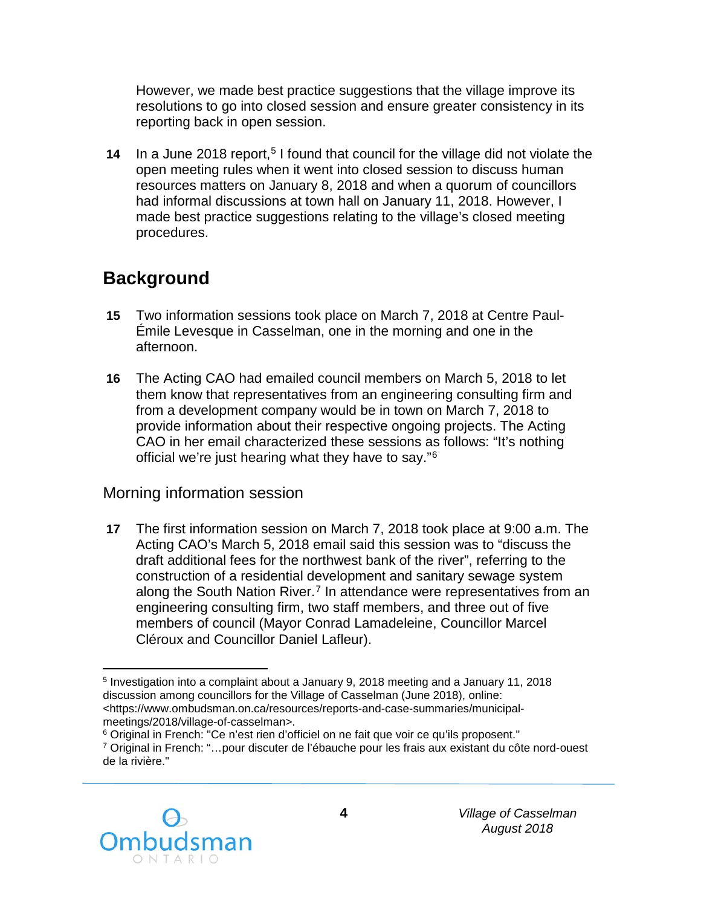However, we made best practice suggestions that the village improve its resolutions to go into closed session and ensure greater consistency in its reporting back in open session.

**14** In a June 2018 report,[5] I found that council for the village did not violate the open meeting rules when it went into closed session to discuss human resources matters on January 8, 2018 and when a quorum of councillors had informal discussions at town hall on January 11, 2018. However, I made best practice suggestions relating to the village's closed meeting procedures.

## Background

**15** Two information sessions took place on March 7, 2018 at Centre Paul-Émile Levesque in Casselman, one in the morning and one in the afternoon.

**16** The Acting CAO had emailed council members on March 5, 2018 to let them know that representatives from an engineering consulting firm and from a development company would be in town on March 7, 2018 to provide information about their respective ongoing projects. The Acting CAO in her email characterized these sessions as follows: "It's nothing official we're just hearing what they have to say."[6]

### Morning information session

**17** The first information session on March 7, 2018 took place at 9:00 a.m. The Acting CAO's March 5, 2018 email said this session was to "discuss the draft additional fees for the northwest bank of the river", referring to the construction of a residential development and sanitary sewage system along the South Nation River.[7] In attendance were representatives from an engineering consulting firm, two staff members, and three out of five members of council (Mayor Conrad Lamadeleine, Councillor Marcel Cléroux and Councillor Daniel Lafleur).

---

[5] Investigation into a complaint about a January 9, 2018 meeting and a January 11, 2018 discussion among councillors for the Village of Casselman (June 2018), online: <https://www.ombudsman.on.ca/resources/reports-and-case-summaries/municipal-meetings/2018/village-of-casselman>.

[6] Original in French: "Ce n'est rien d'officiel on ne fait que voir ce qu'ils proposent."

[7] Original in French: "…pour discuter de l'ébauche pour les frais aux existant du côte nord-ouest de la rivière."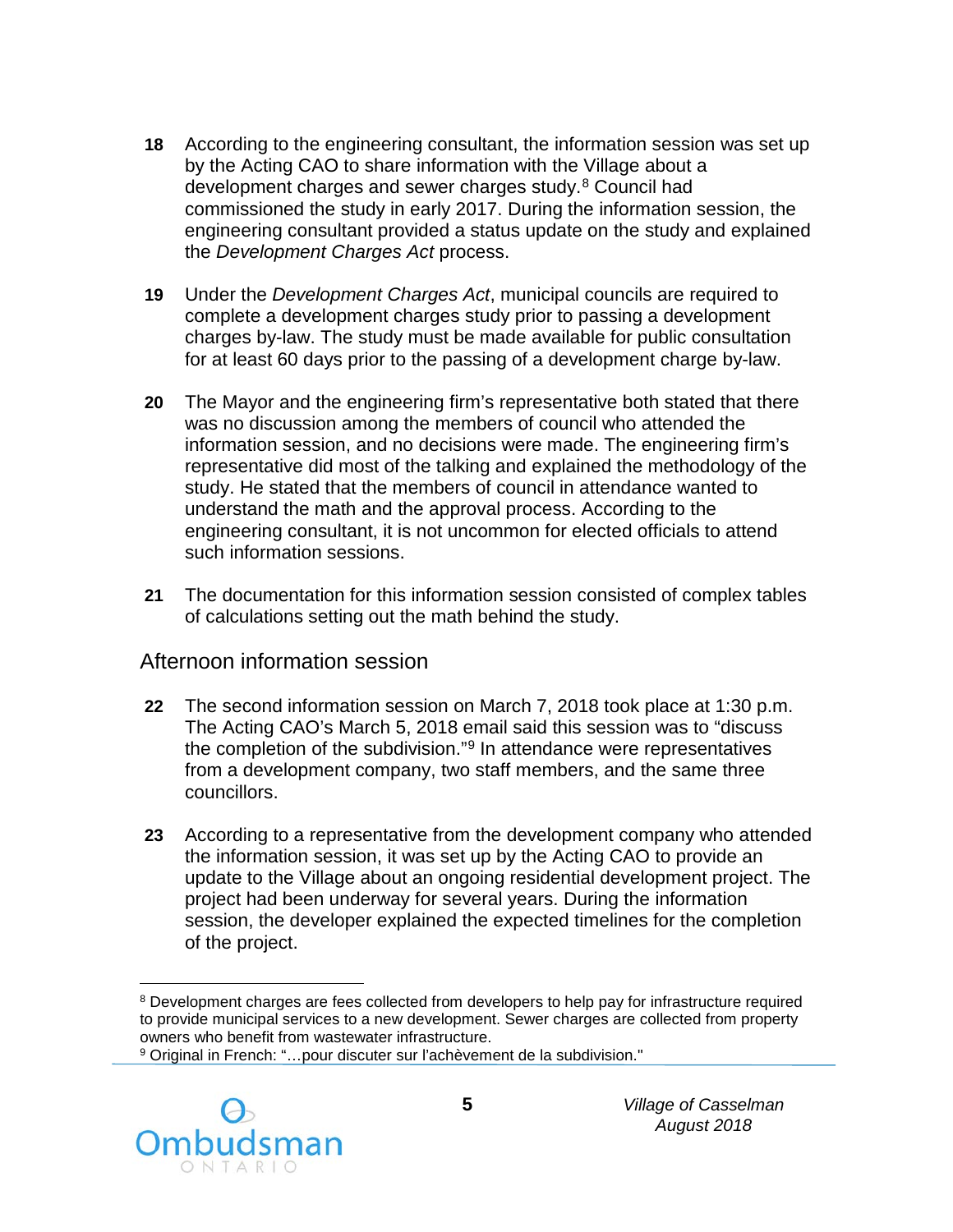**18** According to the engineering consultant, the information session was set up by the Acting CAO to share information with the Village about a development charges and sewer charges study.[8] Council had commissioned the study in early 2017. During the information session, the engineering consultant provided a status update on the study and explained the *Development Charges Act* process.

**19** Under the *Development Charges Act*, municipal councils are required to complete a development charges study prior to passing a development charges by-law. The study must be made available for public consultation for at least 60 days prior to the passing of a development charge by-law.

**20** The Mayor and the engineering firm's representative both stated that there was no discussion among the members of council who attended the information session, and no decisions were made. The engineering firm's representative did most of the talking and explained the methodology of the study. He stated that the members of council in attendance wanted to understand the math and the approval process. According to the engineering consultant, it is not uncommon for elected officials to attend such information sessions.

**21** The documentation for this information session consisted of complex tables of calculations setting out the math behind the study.

## Afternoon information session

**22** The second information session on March 7, 2018 took place at 1:30 p.m. The Acting CAO's March 5, 2018 email said this session was to "discuss the completion of the subdivision."[9] In attendance were representatives from a development company, two staff members, and the same three councillors.

**23** According to a representative from the development company who attended the information session, it was set up by the Acting CAO to provide an update to the Village about an ongoing residential development project. The project had been underway for several years. During the information session, the developer explained the expected timelines for the completion of the project.

---

[8] Development charges are fees collected from developers to help pay for infrastructure required to provide municipal services to a new development. Sewer charges are collected from property owners who benefit from wastewater infrastructure.

[9] Original in French: "…pour discuter sur l'achèvement de la subdivision."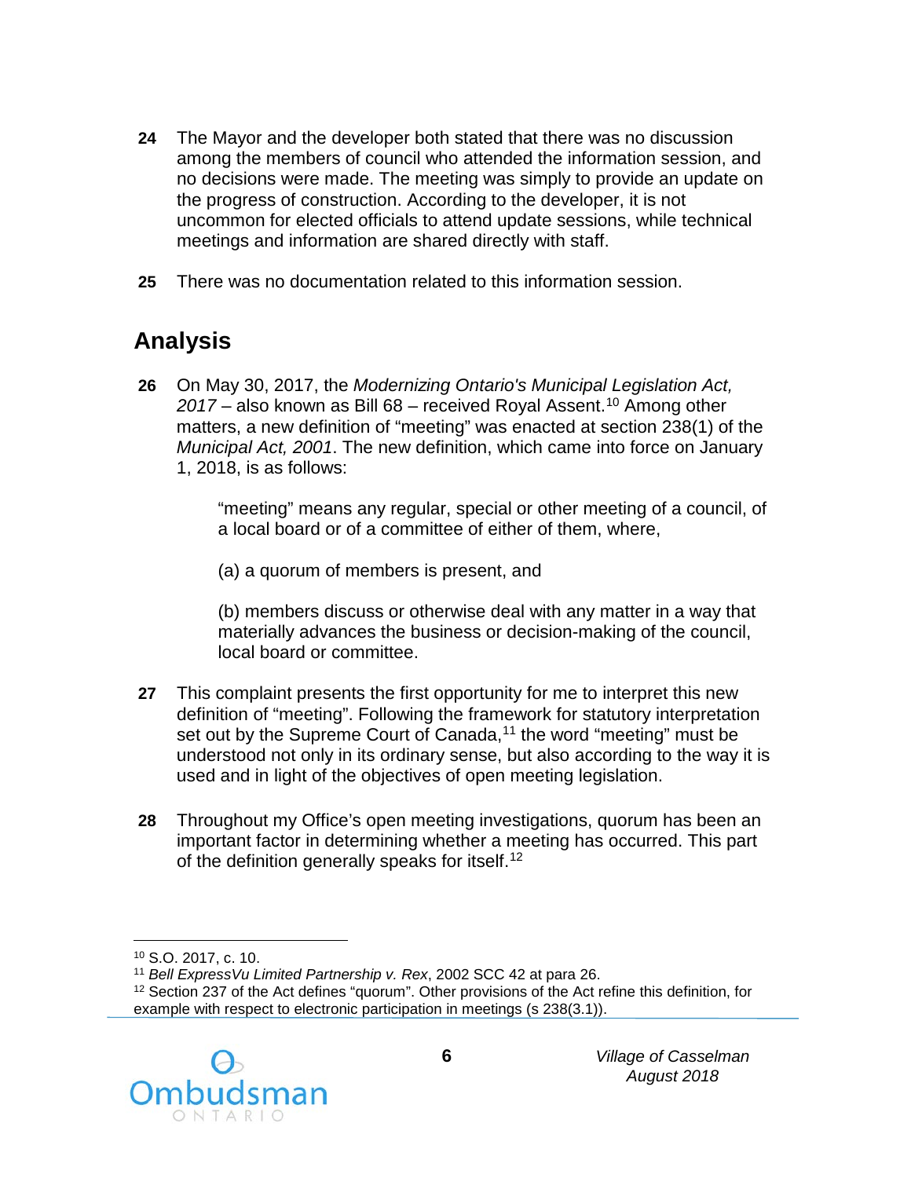**24** The Mayor and the developer both stated that there was no discussion among the members of council who attended the information session, and no decisions were made. The meeting was simply to provide an update on the progress of construction. According to the developer, it is not uncommon for elected officials to attend update sessions, while technical meetings and information are shared directly with staff.

**25** There was no documentation related to this information session.

## Analysis

**26** On May 30, 2017, the *Modernizing Ontario's Municipal Legislation Act, 2017* – also known as Bill 68 – received Royal Assent.[10] Among other matters, a new definition of "meeting" was enacted at section 238(1) of the *Municipal Act, 2001*. The new definition, which came into force on January 1, 2018, is as follows:

> "meeting" means any regular, special or other meeting of a council, of a local board or of a committee of either of them, where,
>
> (a) a quorum of members is present, and
>
> (b) members discuss or otherwise deal with any matter in a way that materially advances the business or decision-making of the council, local board or committee.

**27** This complaint presents the first opportunity for me to interpret this new definition of "meeting". Following the framework for statutory interpretation set out by the Supreme Court of Canada,[11] the word "meeting" must be understood not only in its ordinary sense, but also according to the way it is used and in light of the objectives of open meeting legislation.

**28** Throughout my Office's open meeting investigations, quorum has been an important factor in determining whether a meeting has occurred. This part of the definition generally speaks for itself.[12]

---

[10] S.O. 2017, c. 10.

[11] *Bell ExpressVu Limited Partnership v. Rex*, 2002 SCC 42 at para 26.

[12] Section 237 of the Act defines "quorum". Other provisions of the Act refine this definition, for example with respect to electronic participation in meetings (s 238(3.1)).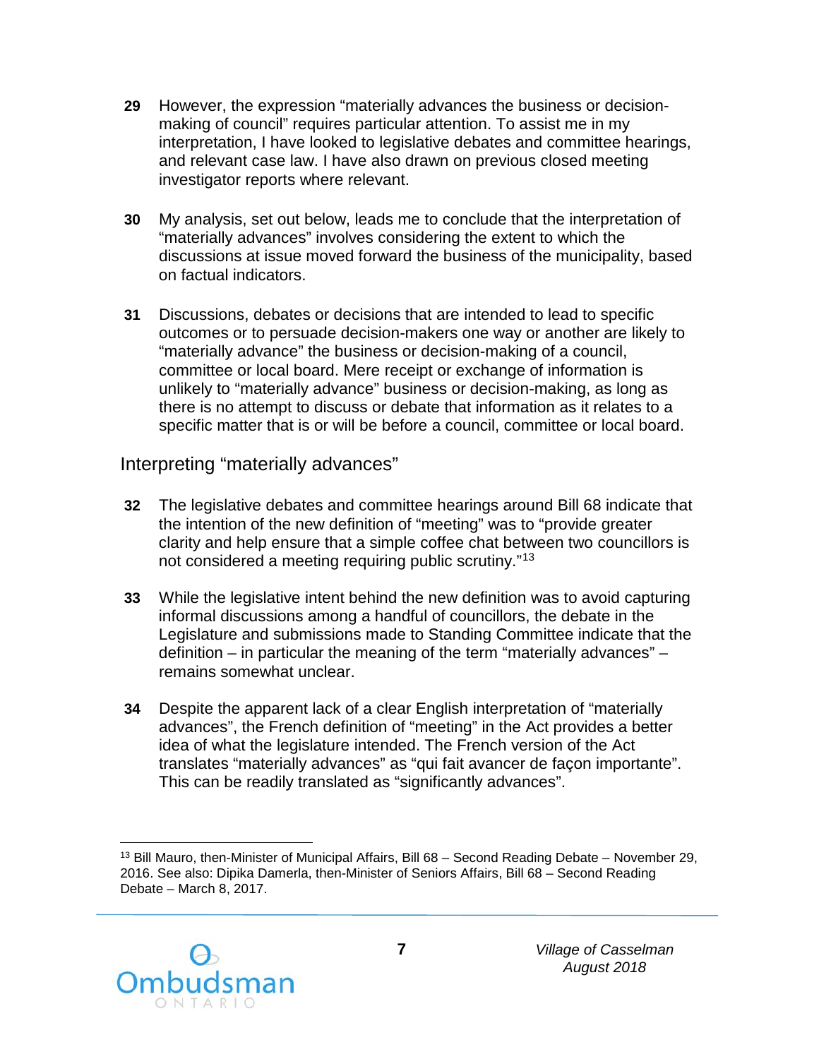**29** However, the expression "materially advances the business or decision-making of council" requires particular attention. To assist me in my interpretation, I have looked to legislative debates and committee hearings, and relevant case law. I have also drawn on previous closed meeting investigator reports where relevant.

**30** My analysis, set out below, leads me to conclude that the interpretation of "materially advances" involves considering the extent to which the discussions at issue moved forward the business of the municipality, based on factual indicators.

**31** Discussions, debates or decisions that are intended to lead to specific outcomes or to persuade decision-makers one way or another are likely to "materially advance" the business or decision-making of a council, committee or local board. Mere receipt or exchange of information is unlikely to "materially advance" business or decision-making, as long as there is no attempt to discuss or debate that information as it relates to a specific matter that is or will be before a council, committee or local board.

## Interpreting "materially advances"

**32** The legislative debates and committee hearings around Bill 68 indicate that the intention of the new definition of "meeting" was to "provide greater clarity and help ensure that a simple coffee chat between two councillors is not considered a meeting requiring public scrutiny."[13]

**33** While the legislative intent behind the new definition was to avoid capturing informal discussions among a handful of councillors, the debate in the Legislature and submissions made to Standing Committee indicate that the definition – in particular the meaning of the term "materially advances" – remains somewhat unclear.

**34** Despite the apparent lack of a clear English interpretation of "materially advances", the French definition of "meeting" in the Act provides a better idea of what the legislature intended. The French version of the Act translates "materially advances" as "qui fait avancer de façon importante". This can be readily translated as "significantly advances".

---

[13] Bill Mauro, then-Minister of Municipal Affairs, Bill 68 – Second Reading Debate – November 29, 2016. See also: Dipika Damerla, then-Minister of Seniors Affairs, Bill 68 – Second Reading Debate – March 8, 2017.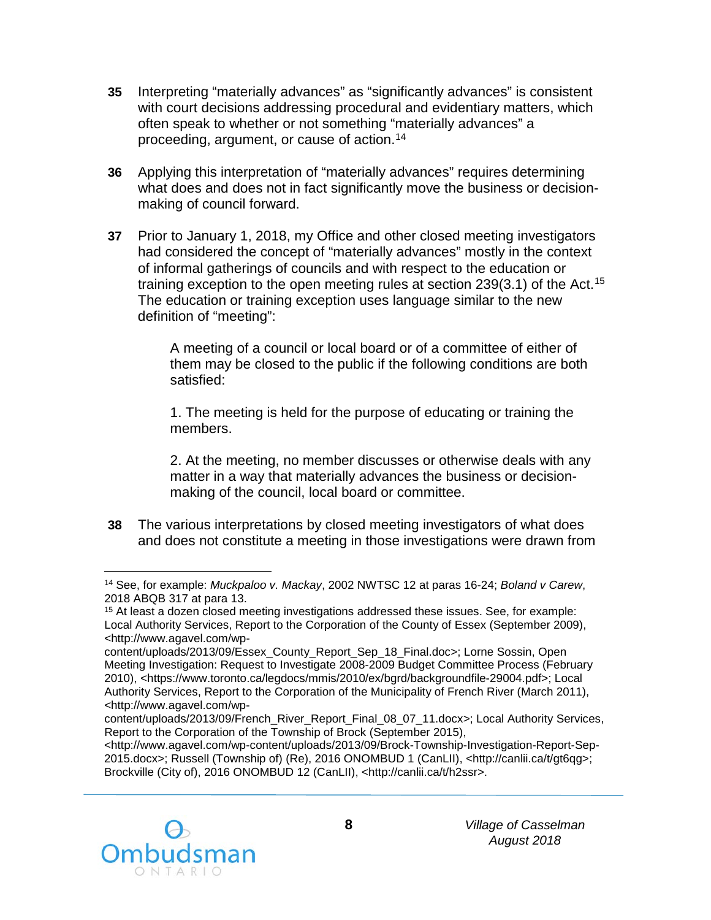**35** Interpreting "materially advances" as "significantly advances" is consistent with court decisions addressing procedural and evidentiary matters, which often speak to whether or not something "materially advances" a proceeding, argument, or cause of action.[14]

**36** Applying this interpretation of "materially advances" requires determining what does and does not in fact significantly move the business or decision-making of council forward.

**37** Prior to January 1, 2018, my Office and other closed meeting investigators had considered the concept of "materially advances" mostly in the context of informal gatherings of councils and with respect to the education or training exception to the open meeting rules at section 239(3.1) of the Act.[15] The education or training exception uses language similar to the new definition of "meeting":

> A meeting of a council or local board or of a committee of either of them may be closed to the public if the following conditions are both satisfied:
>
> 1. The meeting is held for the purpose of educating or training the members.
>
> 2. At the meeting, no member discusses or otherwise deals with any matter in a way that materially advances the business or decision-making of the council, local board or committee.

**38** The various interpretations by closed meeting investigators of what does and does not constitute a meeting in those investigations were drawn from

---

[14] See, for example: *Muckpaloo v. Mackay*, 2002 NWTSC 12 at paras 16-24; *Boland v Carew*, 2018 ABQB 317 at para 13.

[15] At least a dozen closed meeting investigations addressed these issues. See, for example: Local Authority Services, Report to the Corporation of the County of Essex (September 2009), <http://www.agavel.com/wp-content/uploads/2013/09/Essex_County_Report_Sep_18_Final.doc>; Lorne Sossin, Open Meeting Investigation: Request to Investigate 2008-2009 Budget Committee Process (February 2010), <https://www.toronto.ca/legdocs/mmis/2010/ex/bgrd/backgroundfile-29004.pdf>; Local Authority Services, Report to the Corporation of the Municipality of French River (March 2011), <http://www.agavel.com/wp-content/uploads/2013/09/French_River_Report_Final_08_07_11.docx>; Local Authority Services, Report to the Corporation of the Township of Brock (September 2015), <http://www.agavel.com/wp-content/uploads/2013/09/Brock-Township-Investigation-Report-Sep-2015.docx>; Russell (Township of) (Re), 2016 ONOMBUD 1 (CanLII), <http://canlii.ca/t/gt6qg>; Brockville (City of), 2016 ONOMBUD 12 (CanLII), <http://canlii.ca/t/h2ssr>.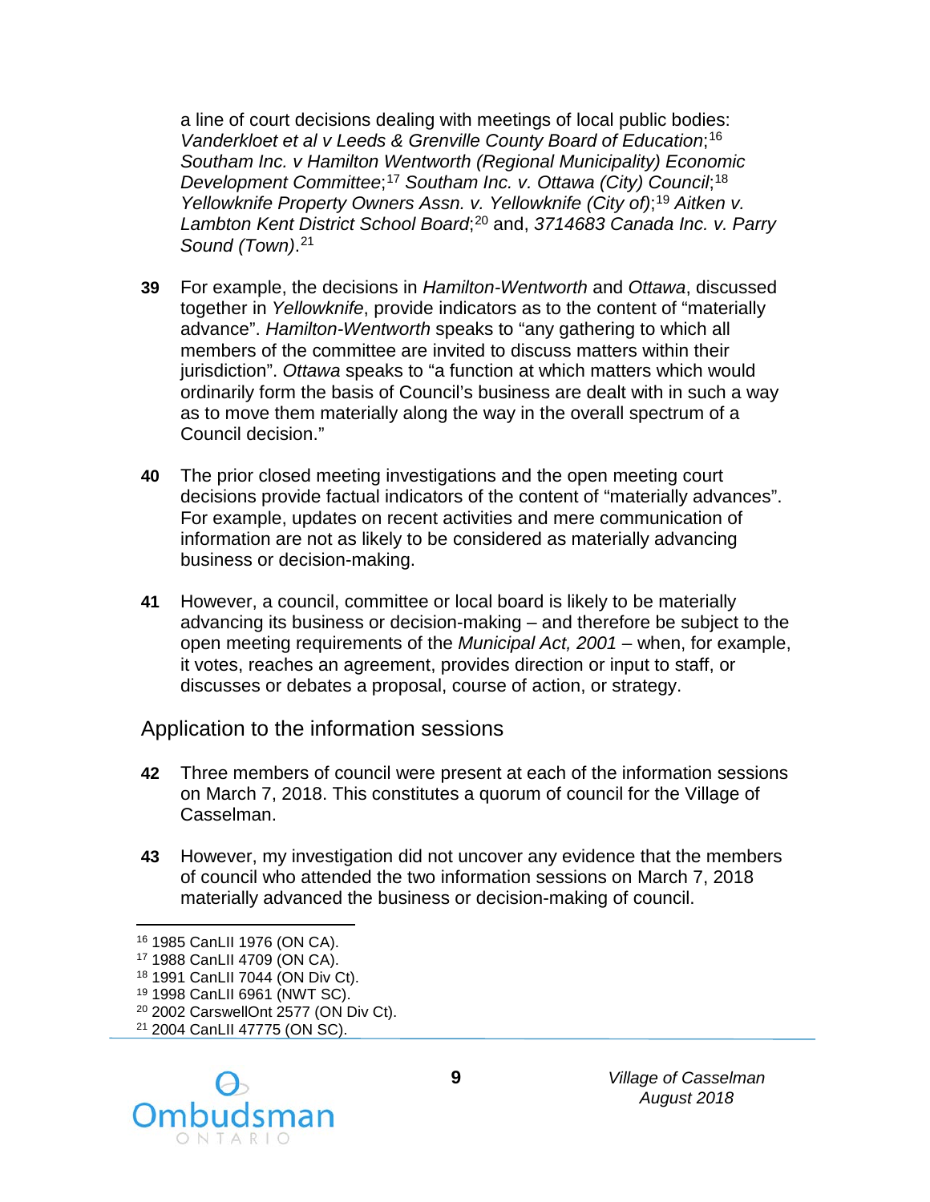a line of court decisions dealing with meetings of local public bodies: *Vanderkloet et al v Leeds & Grenville County Board of Education*;[16] *Southam Inc. v Hamilton Wentworth (Regional Municipality) Economic Development Committee*;[17] *Southam Inc. v. Ottawa (City) Council*;[18] *Yellowknife Property Owners Assn. v. Yellowknife (City of)*;[19] *Aitken v. Lambton Kent District School Board*;[20] and, *3714683 Canada Inc. v. Parry Sound (Town)*.[21]

**39** For example, the decisions in *Hamilton-Wentworth* and *Ottawa*, discussed together in *Yellowknife*, provide indicators as to the content of "materially advance". *Hamilton-Wentworth* speaks to "any gathering to which all members of the committee are invited to discuss matters within their jurisdiction". *Ottawa* speaks to "a function at which matters which would ordinarily form the basis of Council's business are dealt with in such a way as to move them materially along the way in the overall spectrum of a Council decision."

**40** The prior closed meeting investigations and the open meeting court decisions provide factual indicators of the content of "materially advances". For example, updates on recent activities and mere communication of information are not as likely to be considered as materially advancing business or decision-making.

**41** However, a council, committee or local board is likely to be materially advancing its business or decision-making – and therefore be subject to the open meeting requirements of the *Municipal Act, 2001* – when, for example, it votes, reaches an agreement, provides direction or input to staff, or discusses or debates a proposal, course of action, or strategy.

## Application to the information sessions

**42** Three members of council were present at each of the information sessions on March 7, 2018. This constitutes a quorum of council for the Village of Casselman.

**43** However, my investigation did not uncover any evidence that the members of council who attended the two information sessions on March 7, 2018 materially advanced the business or decision-making of council.

[16] 1985 CanLII 1976 (ON CA).
[17] 1988 CanLII 4709 (ON CA).
[18] 1991 CanLII 7044 (ON Div Ct).
[19] 1998 CanLII 6961 (NWT SC).
[20] 2002 CarswellOnt 2577 (ON Div Ct).
[21] 2004 CanLII 47775 (ON SC).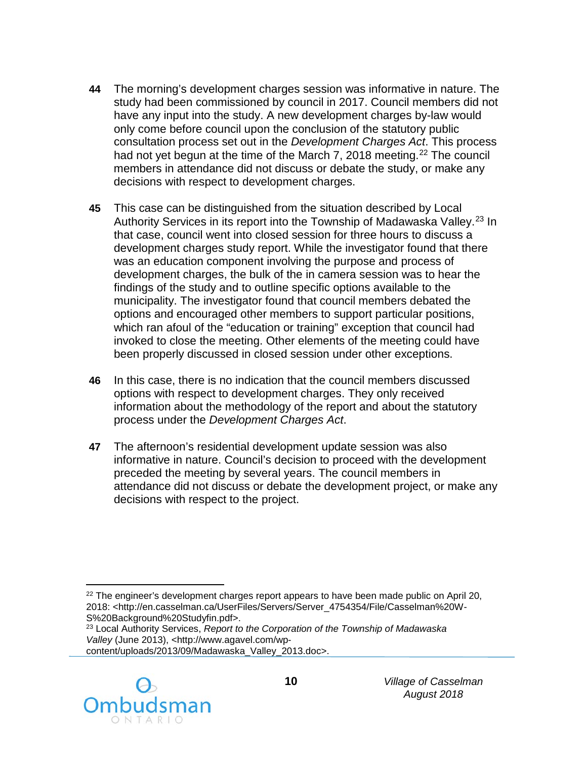**44** The morning's development charges session was informative in nature. The study had been commissioned by council in 2017. Council members did not have any input into the study. A new development charges by-law would only come before council upon the conclusion of the statutory public consultation process set out in the *Development Charges Act*. This process had not yet begun at the time of the March 7, 2018 meeting.[22] The council members in attendance did not discuss or debate the study, or make any decisions with respect to development charges.

**45** This case can be distinguished from the situation described by Local Authority Services in its report into the Township of Madawaska Valley.[23] In that case, council went into closed session for three hours to discuss a development charges study report. While the investigator found that there was an education component involving the purpose and process of development charges, the bulk of the in camera session was to hear the findings of the study and to outline specific options available to the municipality. The investigator found that council members debated the options and encouraged other members to support particular positions, which ran afoul of the "education or training" exception that council had invoked to close the meeting. Other elements of the meeting could have been properly discussed in closed session under other exceptions.

**46** In this case, there is no indication that the council members discussed options with respect to development charges. They only received information about the methodology of the report and about the statutory process under the *Development Charges Act*.

**47** The afternoon's residential development update session was also informative in nature. Council's decision to proceed with the development preceded the meeting by several years. The council members in attendance did not discuss or debate the development project, or make any decisions with respect to the project.

---

[22] The engineer's development charges report appears to have been made public on April 20, 2018: <http://en.casselman.ca/UserFiles/Servers/Server_4754354/File/Casselman%20W-S%20Background%20Studyfin.pdf>.

[23] Local Authority Services, *Report to the Corporation of the Township of Madawaska Valley* (June 2013), <http://www.agavel.com/wp-content/uploads/2013/09/Madawaska_Valley_2013.doc>.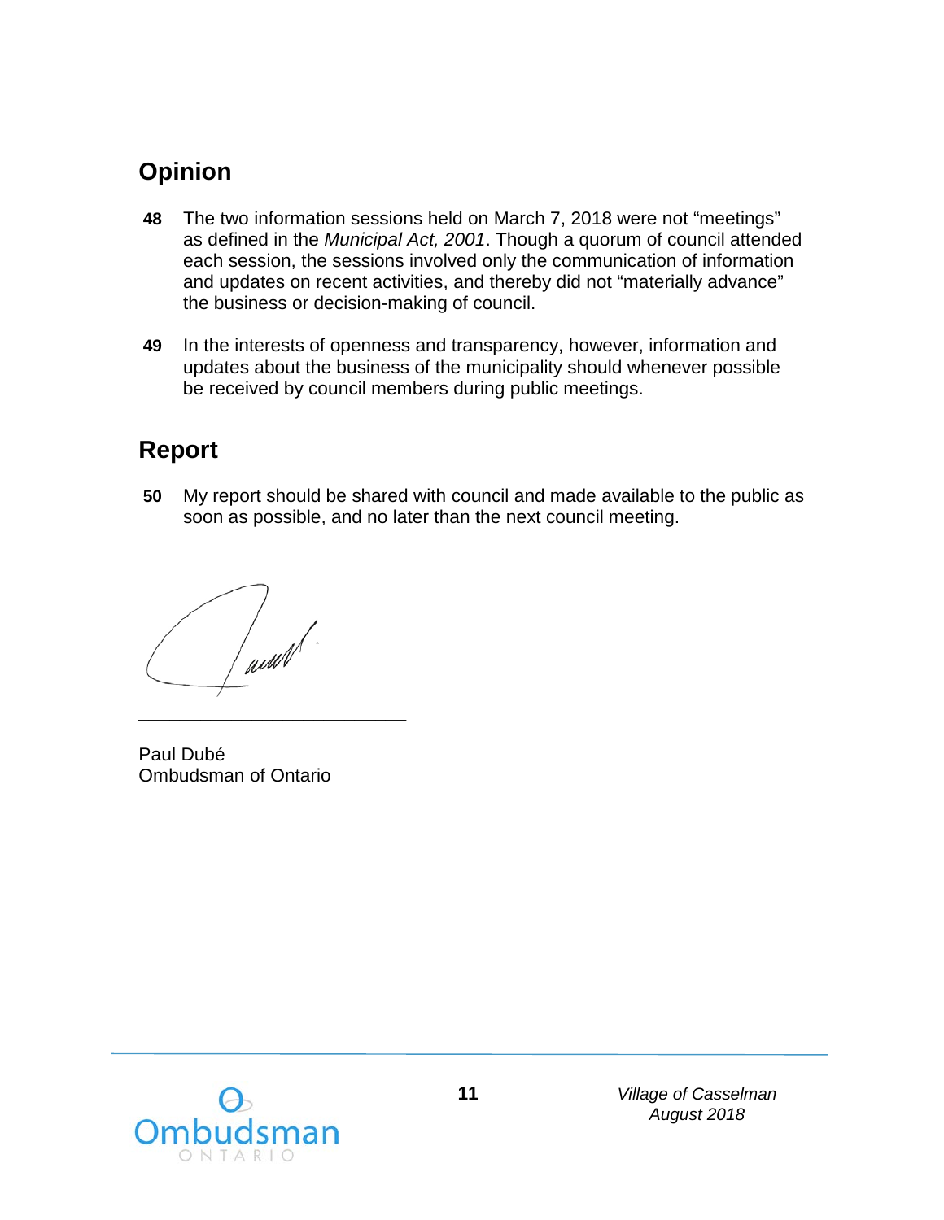## Opinion

**48** The two information sessions held on March 7, 2018 were not "meetings" as defined in the *Municipal Act, 2001*. Though a quorum of council attended each session, the sessions involved only the communication of information and updates on recent activities, and thereby did not "materially advance" the business or decision-making of council.

**49** In the interests of openness and transparency, however, information and updates about the business of the municipality should whenever possible be received by council members during public meetings.

## Report

**50** My report should be shared with council and made available to the public as soon as possible, and no later than the next council meeting.

\_\_\_\_\_\_\_\_\_\_\_\_\_\_\_\_\_\_\_\_\_\_\_\_\_

Paul Dubé
Ombudsman of Ontario